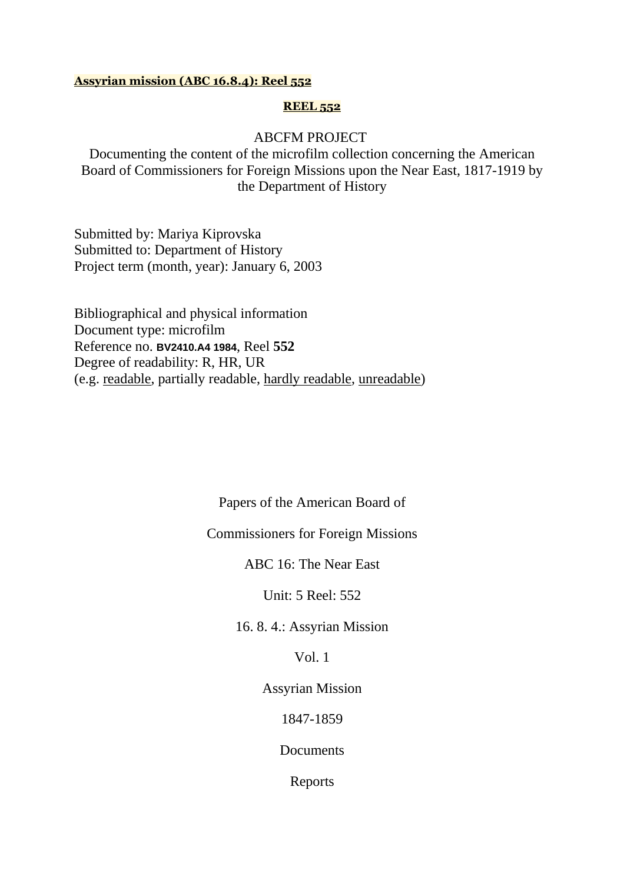**Assyrian mission (ABC 16.8.4): Reel 552**

**REEL 552**

ABCFM PROJECT

Documenting the content of the microfilm collection concerning the American Board of Commissioners for Foreign Missions upon the Near East, 1817-1919 by the Department of History

Submitted by: Mariya Kiprovska
Submitted to: Department of History
Project term (month, year): January 6, 2003

Bibliographical and physical information
Document type: microfilm
Reference no. **BV2410.A4 1984**, Reel **552**
Degree of readability: R, HR, UR
(e.g. readable, partially readable, hardly readable, unreadable)

Papers of the American Board of

Commissioners for Foreign Missions

ABC 16: The Near East

Unit: 5 Reel: 552

16. 8. 4.: Assyrian Mission

Vol. 1

Assyrian Mission

1847-1859

Documents

Reports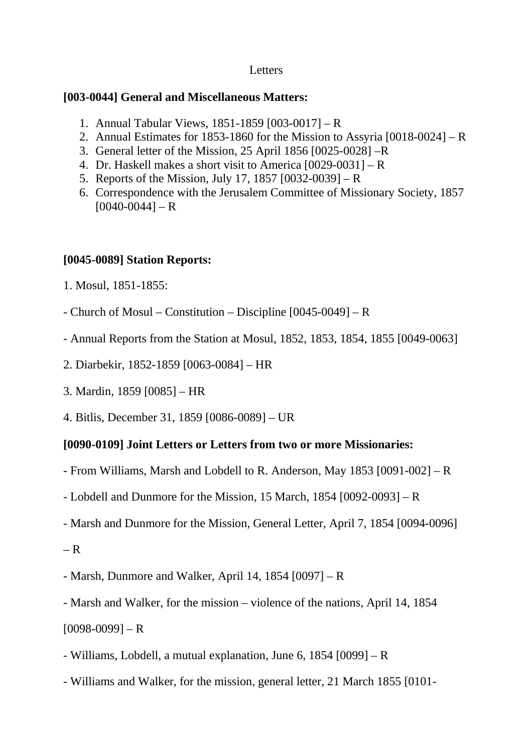Letters

**[003-0044] General and Miscellaneous Matters:**

1. Annual Tabular Views, 1851-1859 [003-0017] – R
2. Annual Estimates for 1853-1860 for the Mission to Assyria [0018-0024] – R
3. General letter of the Mission, 25 April 1856 [0025-0028] –R
4. Dr. Haskell makes a short visit to America [0029-0031] – R
5. Reports of the Mission, July 17, 1857 [0032-0039] – R
6. Correspondence with the Jerusalem Committee of Missionary Society, 1857 [0040-0044] – R

**[0045-0089] Station Reports:**

1. Mosul, 1851-1855:

- Church of Mosul – Constitution – Discipline [0045-0049] – R

- Annual Reports from the Station at Mosul, 1852, 1853, 1854, 1855 [0049-0063]

2. Diarbekir, 1852-1859 [0063-0084] – HR

3. Mardin, 1859 [0085] – HR

4. Bitlis, December 31, 1859 [0086-0089] – UR

**[0090-0109] Joint Letters or Letters from two or more Missionaries:**

- From Williams, Marsh and Lobdell to R. Anderson, May 1853 [0091-002] – R

- Lobdell and Dunmore for the Mission, 15 March, 1854 [0092-0093] – R

- Marsh and Dunmore for the Mission, General Letter, April 7, 1854 [0094-0096]

– R

- Marsh, Dunmore and Walker, April 14, 1854 [0097] – R

- Marsh and Walker, for the mission – violence of the nations, April 14, 1854

[0098-0099] – R

- Williams, Lobdell, a mutual explanation, June 6, 1854 [0099] – R

- Williams and Walker, for the mission, general letter, 21 March 1855 [0101-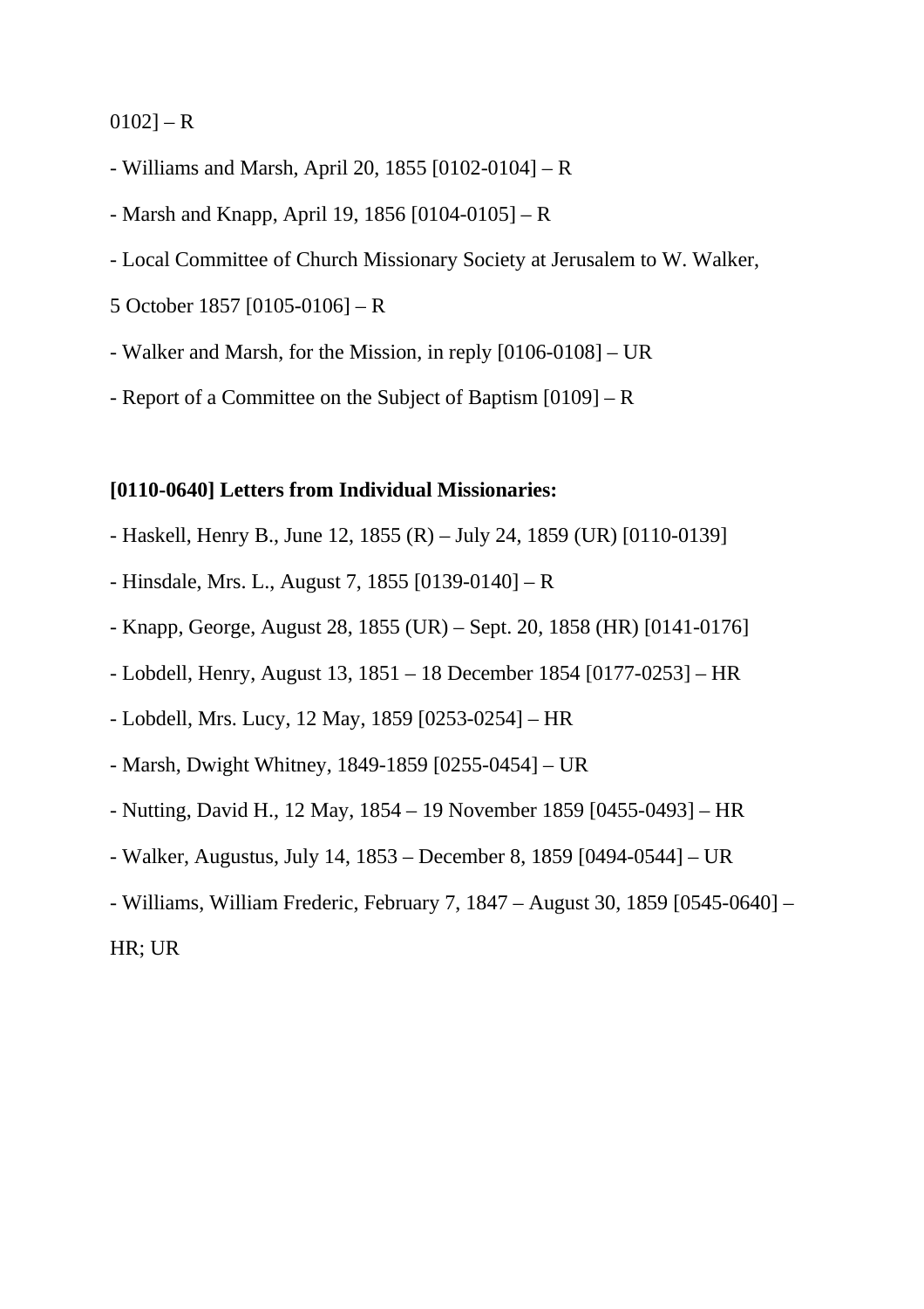0102] – R

- Williams and Marsh, April 20, 1855 [0102-0104] – R
- Marsh and Knapp, April 19, 1856 [0104-0105] – R
- Local Committee of Church Missionary Society at Jerusalem to W. Walker, 5 October 1857 [0105-0106] – R
- Walker and Marsh, for the Mission, in reply [0106-0108] – UR
- Report of a Committee on the Subject of Baptism [0109] – R

**[0110-0640] Letters from Individual Missionaries:**

- Haskell, Henry B., June 12, 1855 (R) – July 24, 1859 (UR) [0110-0139]
- Hinsdale, Mrs. L., August 7, 1855 [0139-0140] – R
- Knapp, George, August 28, 1855 (UR) – Sept. 20, 1858 (HR) [0141-0176]
- Lobdell, Henry, August 13, 1851 – 18 December 1854 [0177-0253] – HR
- Lobdell, Mrs. Lucy, 12 May, 1859 [0253-0254] – HR
- Marsh, Dwight Whitney, 1849-1859 [0255-0454] – UR
- Nutting, David H., 12 May, 1854 – 19 November 1859 [0455-0493] – HR
- Walker, Augustus, July 14, 1853 – December 8, 1859 [0494-0544] – UR
- Williams, William Frederic, February 7, 1847 – August 30, 1859 [0545-0640] – HR; UR